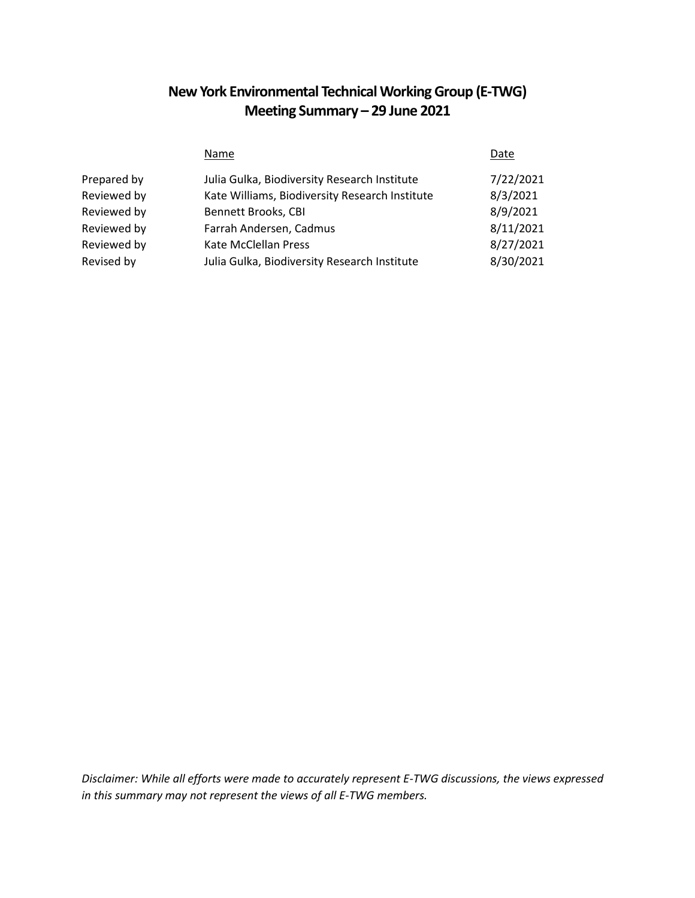# New York Environmental Technical Working Group (E-TWG)
## Meeting Summary – 29 June 2021

| | Name | Date |
|---|---|---|
| Prepared by | Julia Gulka, Biodiversity Research Institute | 7/22/2021 |
| Reviewed by | Kate Williams, Biodiversity Research Institute | 8/3/2021 |
| Reviewed by | Bennett Brooks, CBI | 8/9/2021 |
| Reviewed by | Farrah Andersen, Cadmus | 8/11/2021 |
| Reviewed by | Kate McClellan Press | 8/27/2021 |
| Revised by | Julia Gulka, Biodiversity Research Institute | 8/30/2021 |

*Disclaimer: While all efforts were made to accurately represent E-TWG discussions, the views expressed in this summary may not represent the views of all E-TWG members.*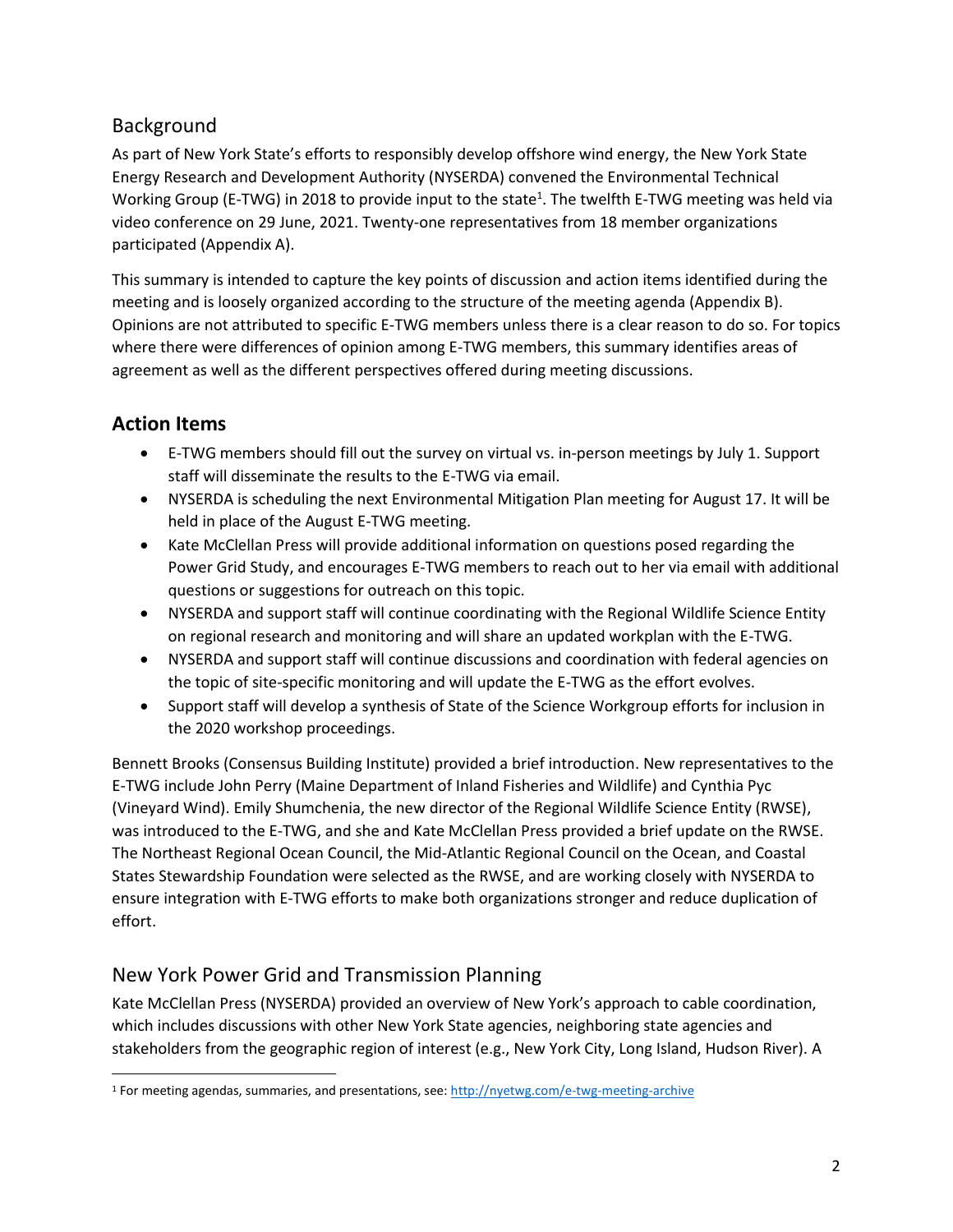## Background

As part of New York State's efforts to responsibly develop offshore wind energy, the New York State Energy Research and Development Authority (NYSERDA) convened the Environmental Technical Working Group (E-TWG) in 2018 to provide input to the state[1]. The twelfth E-TWG meeting was held via video conference on 29 June, 2021. Twenty-one representatives from 18 member organizations participated (Appendix A).

This summary is intended to capture the key points of discussion and action items identified during the meeting and is loosely organized according to the structure of the meeting agenda (Appendix B). Opinions are not attributed to specific E-TWG members unless there is a clear reason to do so. For topics where there were differences of opinion among E-TWG members, this summary identifies areas of agreement as well as the different perspectives offered during meeting discussions.

## Action Items

- E-TWG members should fill out the survey on virtual vs. in-person meetings by July 1. Support staff will disseminate the results to the E-TWG via email.
- NYSERDA is scheduling the next Environmental Mitigation Plan meeting for August 17. It will be held in place of the August E-TWG meeting.
- Kate McClellan Press will provide additional information on questions posed regarding the Power Grid Study, and encourages E-TWG members to reach out to her via email with additional questions or suggestions for outreach on this topic.
- NYSERDA and support staff will continue coordinating with the Regional Wildlife Science Entity on regional research and monitoring and will share an updated workplan with the E-TWG.
- NYSERDA and support staff will continue discussions and coordination with federal agencies on the topic of site-specific monitoring and will update the E-TWG as the effort evolves.
- Support staff will develop a synthesis of State of the Science Workgroup efforts for inclusion in the 2020 workshop proceedings.

Bennett Brooks (Consensus Building Institute) provided a brief introduction. New representatives to the E-TWG include John Perry (Maine Department of Inland Fisheries and Wildlife) and Cynthia Pyc (Vineyard Wind). Emily Shumchenia, the new director of the Regional Wildlife Science Entity (RWSE), was introduced to the E-TWG, and she and Kate McClellan Press provided a brief update on the RWSE. The Northeast Regional Ocean Council, the Mid-Atlantic Regional Council on the Ocean, and Coastal States Stewardship Foundation were selected as the RWSE, and are working closely with NYSERDA to ensure integration with E-TWG efforts to make both organizations stronger and reduce duplication of effort.

## New York Power Grid and Transmission Planning

Kate McClellan Press (NYSERDA) provided an overview of New York's approach to cable coordination, which includes discussions with other New York State agencies, neighboring state agencies and stakeholders from the geographic region of interest (e.g., New York City, Long Island, Hudson River). A

[1] For meeting agendas, summaries, and presentations, see: http://nyetwg.com/e-twg-meeting-archive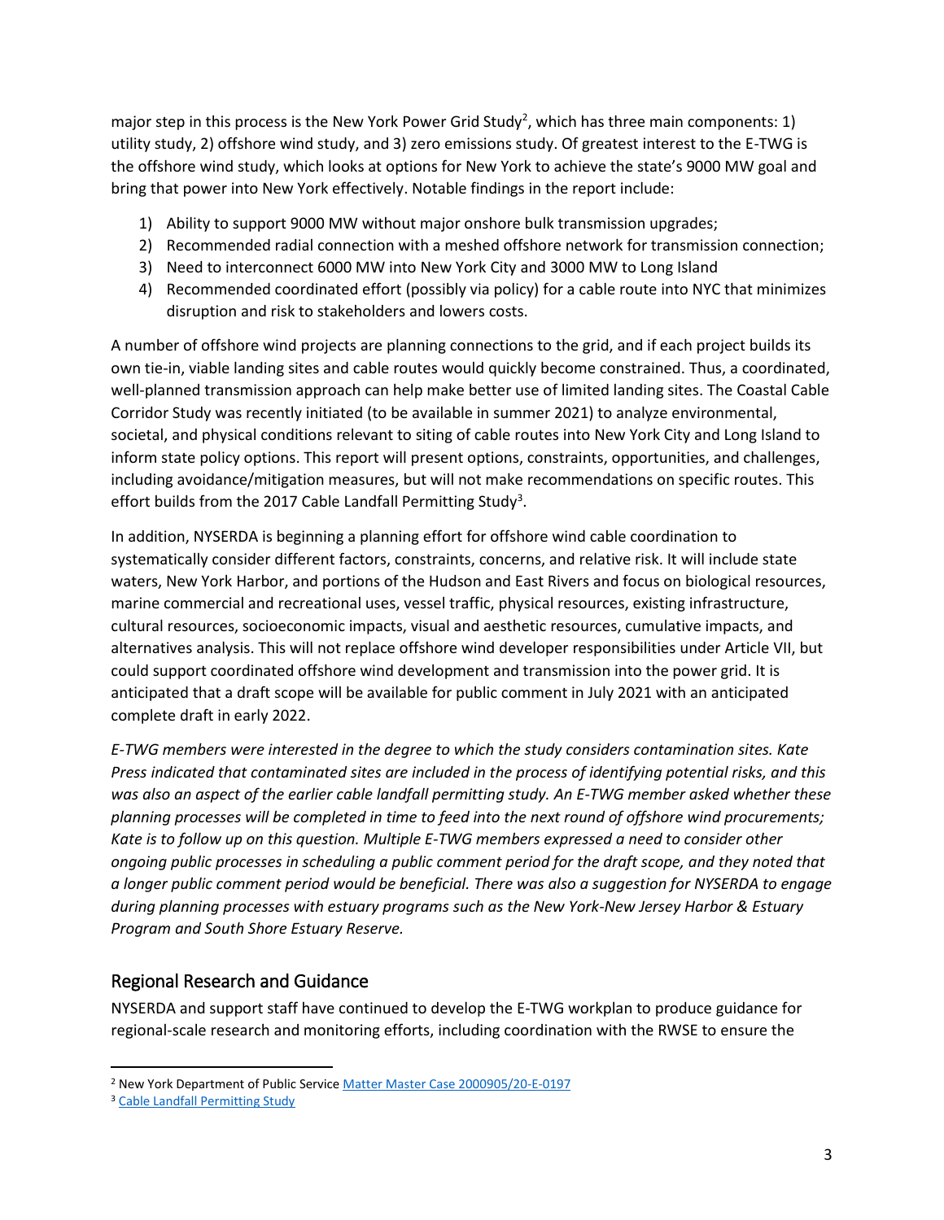major step in this process is the New York Power Grid Study[2], which has three main components: 1) utility study, 2) offshore wind study, and 3) zero emissions study. Of greatest interest to the E-TWG is the offshore wind study, which looks at options for New York to achieve the state's 9000 MW goal and bring that power into New York effectively. Notable findings in the report include:

1) Ability to support 9000 MW without major onshore bulk transmission upgrades;
2) Recommended radial connection with a meshed offshore network for transmission connection;
3) Need to interconnect 6000 MW into New York City and 3000 MW to Long Island
4) Recommended coordinated effort (possibly via policy) for a cable route into NYC that minimizes disruption and risk to stakeholders and lowers costs.

A number of offshore wind projects are planning connections to the grid, and if each project builds its own tie-in, viable landing sites and cable routes would quickly become constrained. Thus, a coordinated, well-planned transmission approach can help make better use of limited landing sites. The Coastal Cable Corridor Study was recently initiated (to be available in summer 2021) to analyze environmental, societal, and physical conditions relevant to siting of cable routes into New York City and Long Island to inform state policy options. This report will present options, constraints, opportunities, and challenges, including avoidance/mitigation measures, but will not make recommendations on specific routes. This effort builds from the 2017 Cable Landfall Permitting Study[3].

In addition, NYSERDA is beginning a planning effort for offshore wind cable coordination to systematically consider different factors, constraints, concerns, and relative risk. It will include state waters, New York Harbor, and portions of the Hudson and East Rivers and focus on biological resources, marine commercial and recreational uses, vessel traffic, physical resources, existing infrastructure, cultural resources, socioeconomic impacts, visual and aesthetic resources, cumulative impacts, and alternatives analysis. This will not replace offshore wind developer responsibilities under Article VII, but could support coordinated offshore wind development and transmission into the power grid. It is anticipated that a draft scope will be available for public comment in July 2021 with an anticipated complete draft in early 2022.

*E-TWG members were interested in the degree to which the study considers contamination sites. Kate Press indicated that contaminated sites are included in the process of identifying potential risks, and this was also an aspect of the earlier cable landfall permitting study. An E-TWG member asked whether these planning processes will be completed in time to feed into the next round of offshore wind procurements; Kate is to follow up on this question. Multiple E-TWG members expressed a need to consider other ongoing public processes in scheduling a public comment period for the draft scope, and they noted that a longer public comment period would be beneficial. There was also a suggestion for NYSERDA to engage during planning processes with estuary programs such as the New York-New Jersey Harbor & Estuary Program and South Shore Estuary Reserve.*

## Regional Research and Guidance

NYSERDA and support staff have continued to develop the E-TWG workplan to produce guidance for regional-scale research and monitoring efforts, including coordination with the RWSE to ensure the

[2] New York Department of Public Service Matter Master Case 2000905/20-E-0197

[3] Cable Landfall Permitting Study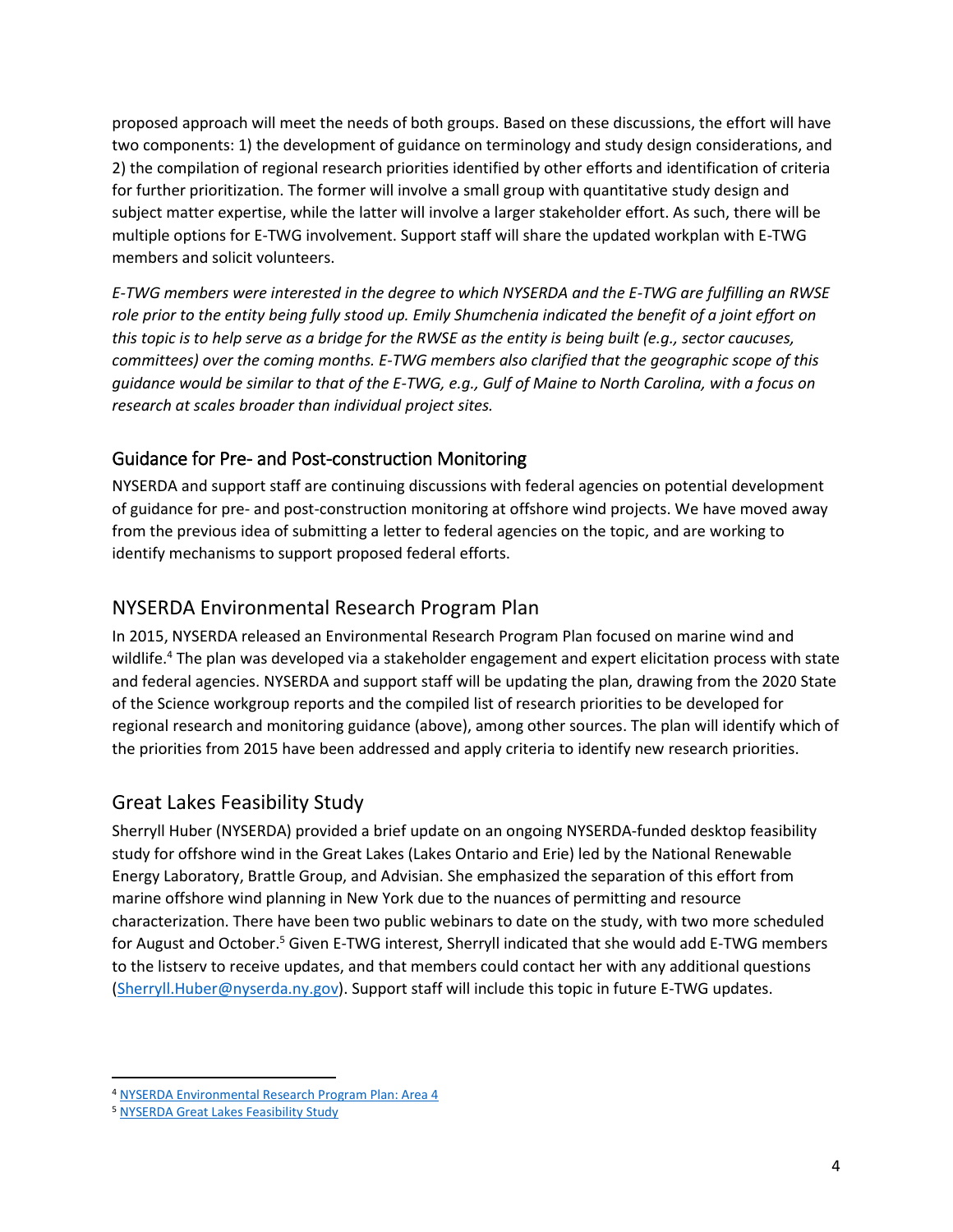proposed approach will meet the needs of both groups. Based on these discussions, the effort will have two components: 1) the development of guidance on terminology and study design considerations, and 2) the compilation of regional research priorities identified by other efforts and identification of criteria for further prioritization. The former will involve a small group with quantitative study design and subject matter expertise, while the latter will involve a larger stakeholder effort. As such, there will be multiple options for E-TWG involvement. Support staff will share the updated workplan with E-TWG members and solicit volunteers.

*E-TWG members were interested in the degree to which NYSERDA and the E-TWG are fulfilling an RWSE role prior to the entity being fully stood up. Emily Shumchenia indicated the benefit of a joint effort on this topic is to help serve as a bridge for the RWSE as the entity is being built (e.g., sector caucuses, committees) over the coming months. E-TWG members also clarified that the geographic scope of this guidance would be similar to that of the E-TWG, e.g., Gulf of Maine to North Carolina, with a focus on research at scales broader than individual project sites.*

### Guidance for Pre- and Post-construction Monitoring

NYSERDA and support staff are continuing discussions with federal agencies on potential development of guidance for pre- and post-construction monitoring at offshore wind projects. We have moved away from the previous idea of submitting a letter to federal agencies on the topic, and are working to identify mechanisms to support proposed federal efforts.

## NYSERDA Environmental Research Program Plan

In 2015, NYSERDA released an Environmental Research Program Plan focused on marine wind and wildlife.[4] The plan was developed via a stakeholder engagement and expert elicitation process with state and federal agencies. NYSERDA and support staff will be updating the plan, drawing from the 2020 State of the Science workgroup reports and the compiled list of research priorities to be developed for regional research and monitoring guidance (above), among other sources. The plan will identify which of the priorities from 2015 have been addressed and apply criteria to identify new research priorities.

## Great Lakes Feasibility Study

Sherryll Huber (NYSERDA) provided a brief update on an ongoing NYSERDA-funded desktop feasibility study for offshore wind in the Great Lakes (Lakes Ontario and Erie) led by the National Renewable Energy Laboratory, Brattle Group, and Advisian. She emphasized the separation of this effort from marine offshore wind planning in New York due to the nuances of permitting and resource characterization. There have been two public webinars to date on the study, with two more scheduled for August and October.[5] Given E-TWG interest, Sherryll indicated that she would add E-TWG members to the listserv to receive updates, and that members could contact her with any additional questions (Sherryll.Huber@nyserda.ny.gov). Support staff will include this topic in future E-TWG updates.

---

[4] NYSERDA Environmental Research Program Plan: Area 4

[5] NYSERDA Great Lakes Feasibility Study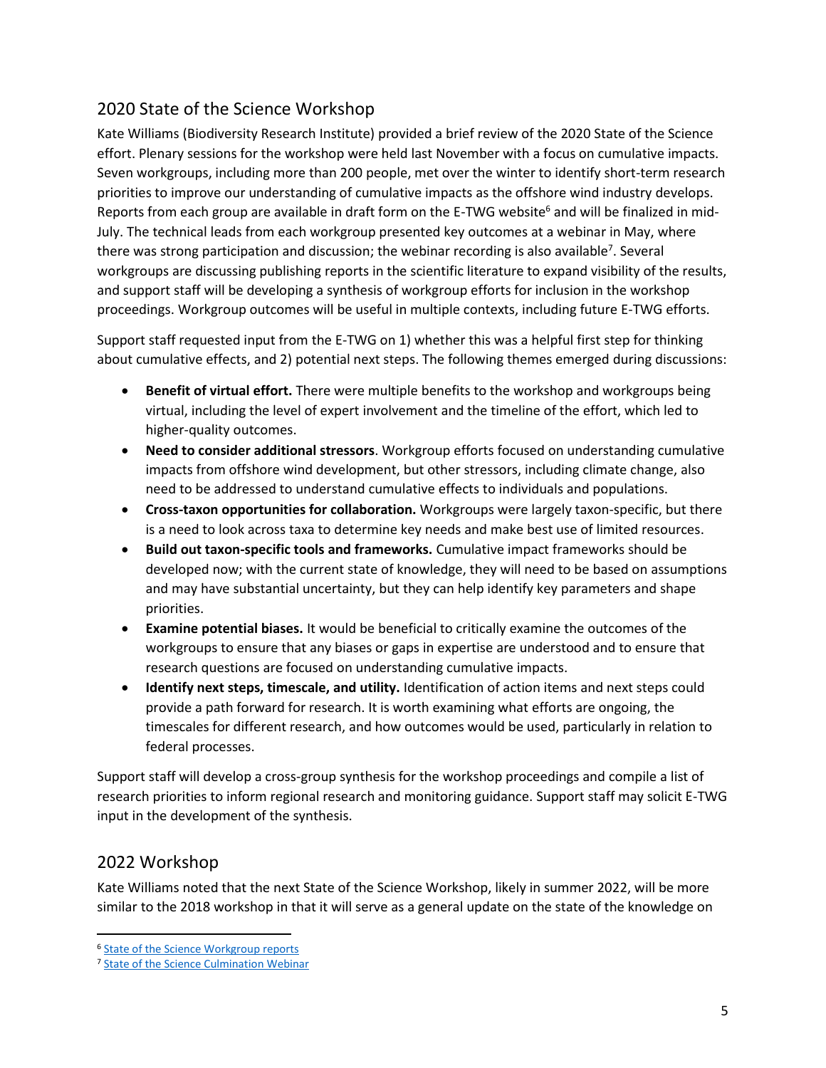## 2020 State of the Science Workshop

Kate Williams (Biodiversity Research Institute) provided a brief review of the 2020 State of the Science effort. Plenary sessions for the workshop were held last November with a focus on cumulative impacts. Seven workgroups, including more than 200 people, met over the winter to identify short-term research priorities to improve our understanding of cumulative impacts as the offshore wind industry develops. Reports from each group are available in draft form on the E-TWG website[6] and will be finalized in mid-July. The technical leads from each workgroup presented key outcomes at a webinar in May, where there was strong participation and discussion; the webinar recording is also available[7]. Several workgroups are discussing publishing reports in the scientific literature to expand visibility of the results, and support staff will be developing a synthesis of workgroup efforts for inclusion in the workshop proceedings. Workgroup outcomes will be useful in multiple contexts, including future E-TWG efforts.

Support staff requested input from the E-TWG on 1) whether this was a helpful first step for thinking about cumulative effects, and 2) potential next steps. The following themes emerged during discussions:

- **Benefit of virtual effort.** There were multiple benefits to the workshop and workgroups being virtual, including the level of expert involvement and the timeline of the effort, which led to higher-quality outcomes.
- **Need to consider additional stressors**. Workgroup efforts focused on understanding cumulative impacts from offshore wind development, but other stressors, including climate change, also need to be addressed to understand cumulative effects to individuals and populations.
- **Cross-taxon opportunities for collaboration.** Workgroups were largely taxon-specific, but there is a need to look across taxa to determine key needs and make best use of limited resources.
- **Build out taxon-specific tools and frameworks.** Cumulative impact frameworks should be developed now; with the current state of knowledge, they will need to be based on assumptions and may have substantial uncertainty, but they can help identify key parameters and shape priorities.
- **Examine potential biases.** It would be beneficial to critically examine the outcomes of the workgroups to ensure that any biases or gaps in expertise are understood and to ensure that research questions are focused on understanding cumulative impacts.
- **Identify next steps, timescale, and utility.** Identification of action items and next steps could provide a path forward for research. It is worth examining what efforts are ongoing, the timescales for different research, and how outcomes would be used, particularly in relation to federal processes.

Support staff will develop a cross-group synthesis for the workshop proceedings and compile a list of research priorities to inform regional research and monitoring guidance. Support staff may solicit E-TWG input in the development of the synthesis.

## 2022 Workshop

Kate Williams noted that the next State of the Science Workshop, likely in summer 2022, will be more similar to the 2018 workshop in that it will serve as a general update on the state of the knowledge on

---

[6] State of the Science Workgroup reports

[7] State of the Science Culmination Webinar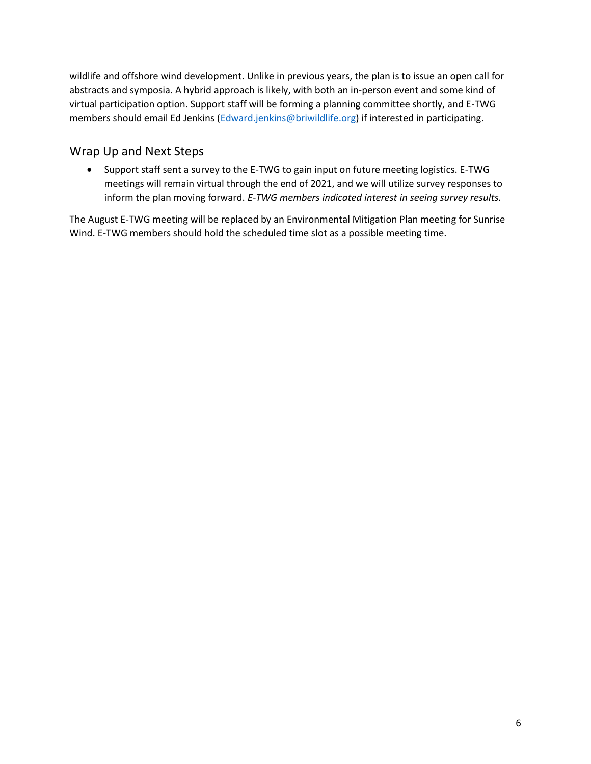wildlife and offshore wind development. Unlike in previous years, the plan is to issue an open call for abstracts and symposia. A hybrid approach is likely, with both an in-person event and some kind of virtual participation option. Support staff will be forming a planning committee shortly, and E-TWG members should email Ed Jenkins (Edward.jenkins@briwildlife.org) if interested in participating.

## Wrap Up and Next Steps

- Support staff sent a survey to the E-TWG to gain input on future meeting logistics. E-TWG meetings will remain virtual through the end of 2021, and we will utilize survey responses to inform the plan moving forward. *E-TWG members indicated interest in seeing survey results.*

The August E-TWG meeting will be replaced by an Environmental Mitigation Plan meeting for Sunrise Wind. E-TWG members should hold the scheduled time slot as a possible meeting time.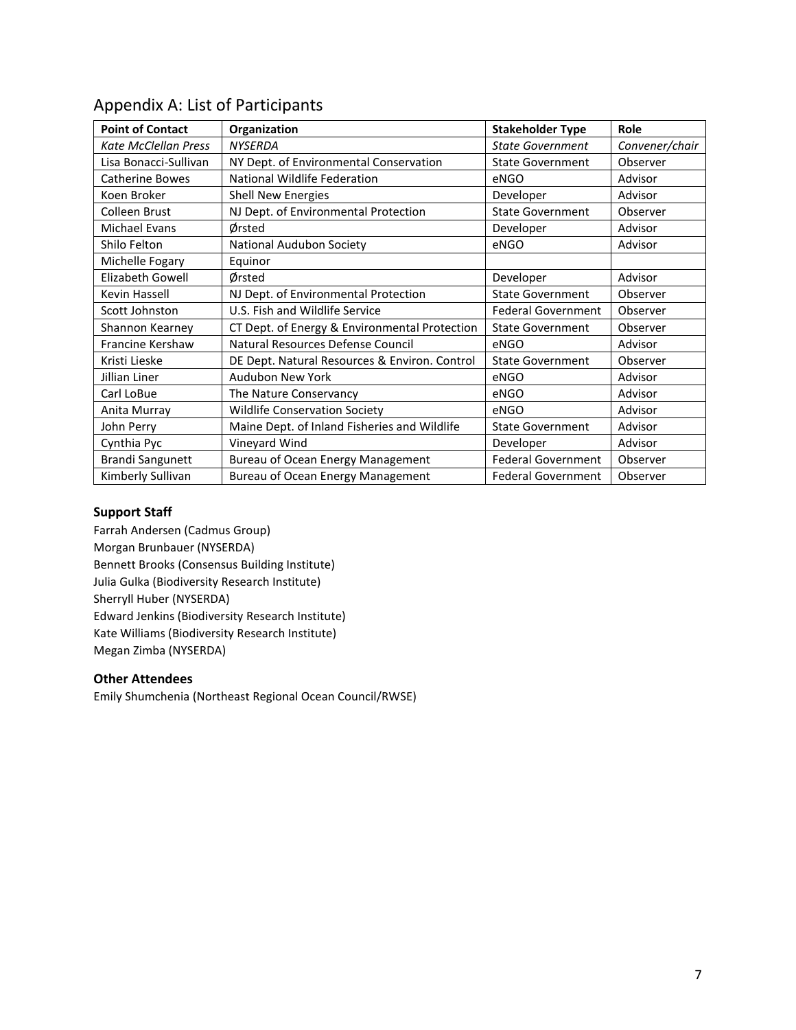## Appendix A: List of Participants

| Point of Contact | Organization | Stakeholder Type | Role |
|---|---|---|---|
| *Kate McClellan Press* | *NYSERDA* | *State Government* | *Convener/chair* |
| Lisa Bonacci-Sullivan | NY Dept. of Environmental Conservation | State Government | Observer |
| Catherine Bowes | National Wildlife Federation | eNGO | Advisor |
| Koen Broker | Shell New Energies | Developer | Advisor |
| Colleen Brust | NJ Dept. of Environmental Protection | State Government | Observer |
| Michael Evans | Ørsted | Developer | Advisor |
| Shilo Felton | National Audubon Society | eNGO | Advisor |
| Michelle Fogary | Equinor | | |
| Elizabeth Gowell | Ørsted | Developer | Advisor |
| Kevin Hassell | NJ Dept. of Environmental Protection | State Government | Observer |
| Scott Johnston | U.S. Fish and Wildlife Service | Federal Government | Observer |
| Shannon Kearney | CT Dept. of Energy & Environmental Protection | State Government | Observer |
| Francine Kershaw | Natural Resources Defense Council | eNGO | Advisor |
| Kristi Lieske | DE Dept. Natural Resources & Environ. Control | State Government | Observer |
| Jillian Liner | Audubon New York | eNGO | Advisor |
| Carl LoBue | The Nature Conservancy | eNGO | Advisor |
| Anita Murray | Wildlife Conservation Society | eNGO | Advisor |
| John Perry | Maine Dept. of Inland Fisheries and Wildlife | State Government | Advisor |
| Cynthia Pyc | Vineyard Wind | Developer | Advisor |
| Brandi Sangunett | Bureau of Ocean Energy Management | Federal Government | Observer |
| Kimberly Sullivan | Bureau of Ocean Energy Management | Federal Government | Observer |

### Support Staff

Farrah Andersen (Cadmus Group)
Morgan Brunbauer (NYSERDA)
Bennett Brooks (Consensus Building Institute)
Julia Gulka (Biodiversity Research Institute)
Sherryll Huber (NYSERDA)
Edward Jenkins (Biodiversity Research Institute)
Kate Williams (Biodiversity Research Institute)
Megan Zimba (NYSERDA)

### Other Attendees

Emily Shumchenia (Northeast Regional Ocean Council/RWSE)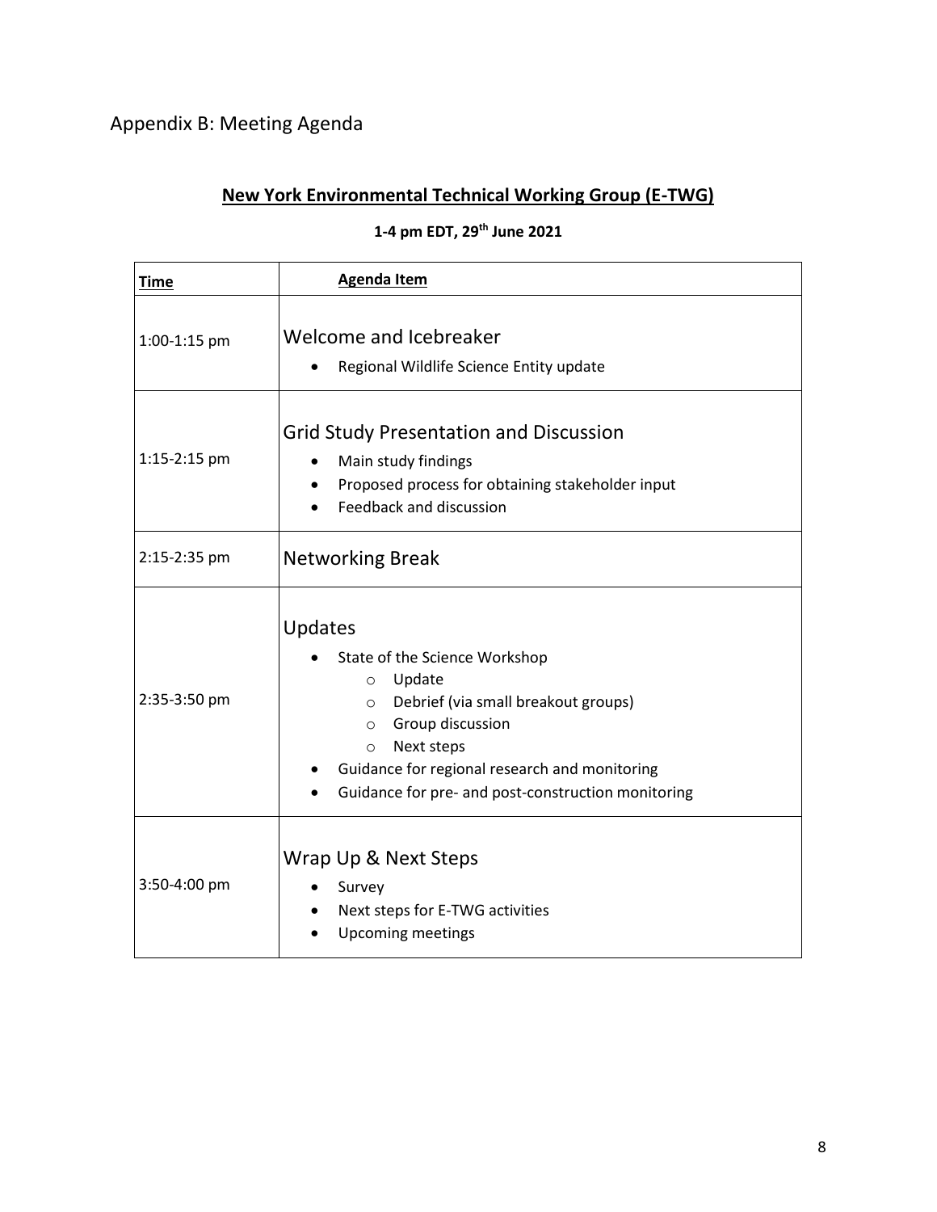# Appendix B: Meeting Agenda

## New York Environmental Technical Working Group (E-TWG)

**1-4 pm EDT, 29th June 2021**

| Time | Agenda Item |
|---|---|
| 1:00-1:15 pm | Welcome and Icebreaker<br>• Regional Wildlife Science Entity update |
| 1:15-2:15 pm | Grid Study Presentation and Discussion<br>• Main study findings<br>• Proposed process for obtaining stakeholder input<br>• Feedback and discussion |
| 2:15-2:35 pm | Networking Break |
| 2:35-3:50 pm | Updates<br>• State of the Science Workshop<br>  ○ Update<br>  ○ Debrief (via small breakout groups)<br>  ○ Group discussion<br>  ○ Next steps<br>• Guidance for regional research and monitoring<br>• Guidance for pre- and post-construction monitoring |
| 3:50-4:00 pm | Wrap Up & Next Steps<br>• Survey<br>• Next steps for E-TWG activities<br>• Upcoming meetings |